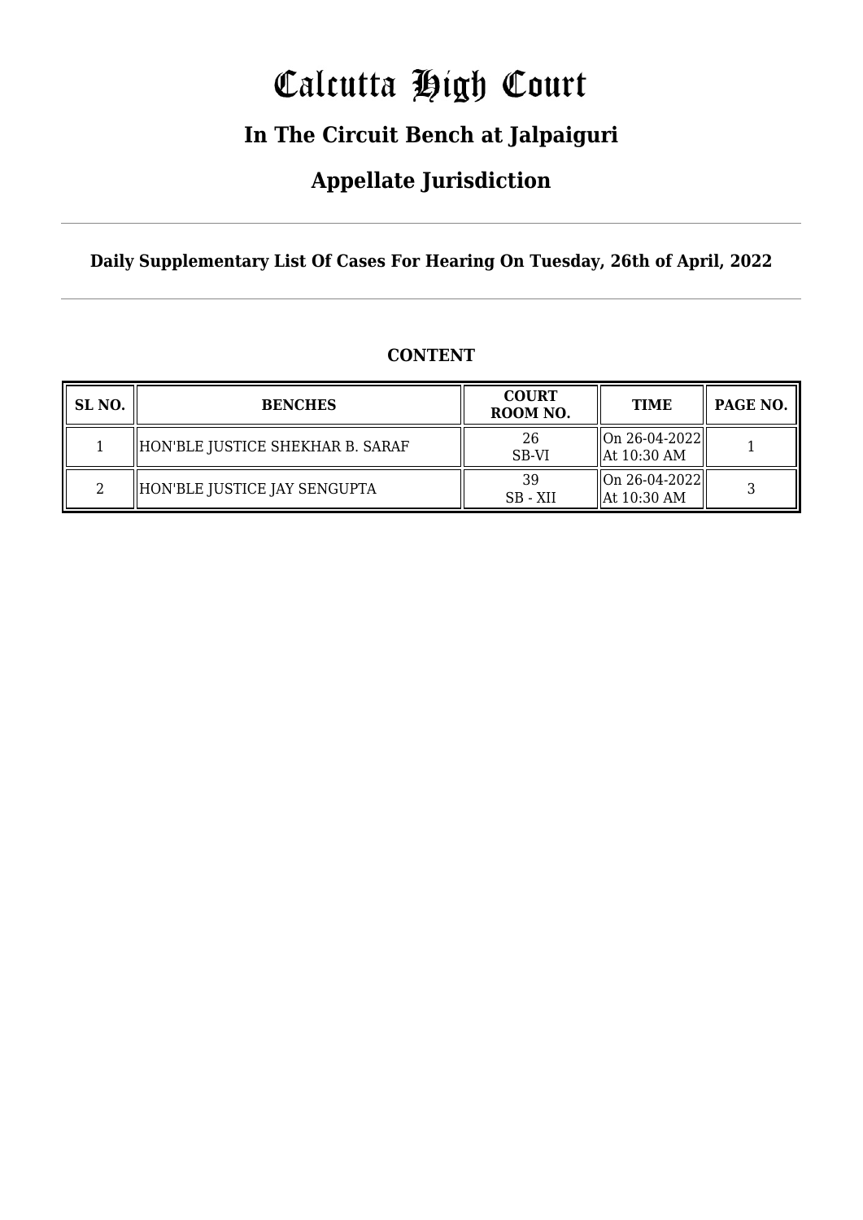# Calcutta High Court

## In The Circuit Bench at Jalpaiguri

## Appellate Jurisdiction

**Daily Supplementary List Of Cases For Hearing On Tuesday, 26th of April, 2022**

### CONTENT

| SL NO. | BENCHES | COURT ROOM NO. | TIME | PAGE NO. |
|---|---|---|---|---|
| 1 | HON'BLE JUSTICE SHEKHAR B. SARAF | 26<br>SB-VI | On 26-04-2022<br>At 10:30 AM | 1 |
| 2 | HON'BLE JUSTICE JAY SENGUPTA | 39<br>SB - XII | On 26-04-2022<br>At 10:30 AM | 3 |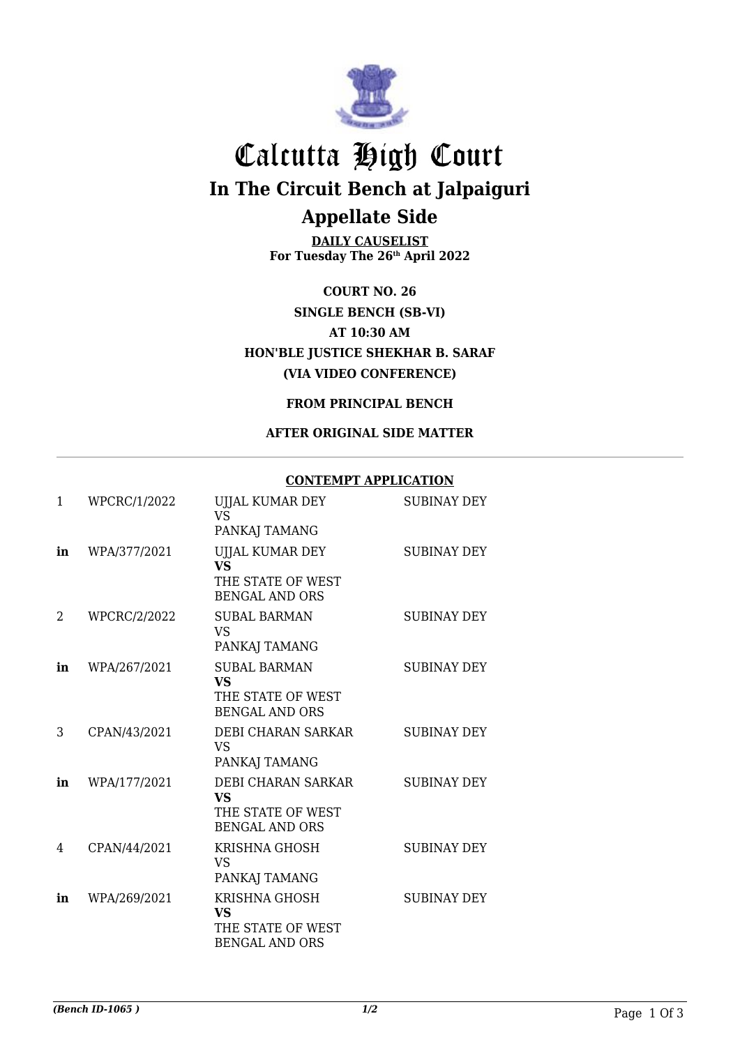# Calcutta High Court

## In The Circuit Bench at Jalpaiguri

## Appellate Side

**DAILY CAUSELIST**
**For Tuesday The 26th April 2022**

**COURT NO. 26**

**SINGLE BENCH (SB-VI)**

**AT 10:30 AM**

**HON'BLE JUSTICE SHEKHAR B. SARAF**

**(VIA VIDEO CONFERENCE)**

**FROM PRINCIPAL BENCH**

**AFTER ORIGINAL SIDE MATTER**

**CONTEMPT APPLICATION**

| | | | |
|---|---|---|---|
| 1 | WPCRC/1/2022 | UJJAL KUMAR DEY VS PANKAJ TAMANG | SUBINAY DEY |
| **in** | WPA/377/2021 | UJJAL KUMAR DEY **VS** THE STATE OF WEST BENGAL AND ORS | SUBINAY DEY |
| 2 | WPCRC/2/2022 | SUBAL BARMAN VS PANKAJ TAMANG | SUBINAY DEY |
| **in** | WPA/267/2021 | SUBAL BARMAN **VS** THE STATE OF WEST BENGAL AND ORS | SUBINAY DEY |
| 3 | CPAN/43/2021 | DEBI CHARAN SARKAR VS PANKAJ TAMANG | SUBINAY DEY |
| **in** | WPA/177/2021 | DEBI CHARAN SARKAR **VS** THE STATE OF WEST BENGAL AND ORS | SUBINAY DEY |
| 4 | CPAN/44/2021 | KRISHNA GHOSH VS PANKAJ TAMANG | SUBINAY DEY |
| **in** | WPA/269/2021 | KRISHNA GHOSH **VS** THE STATE OF WEST BENGAL AND ORS | SUBINAY DEY |

*(Bench ID-1065 )* *1/2*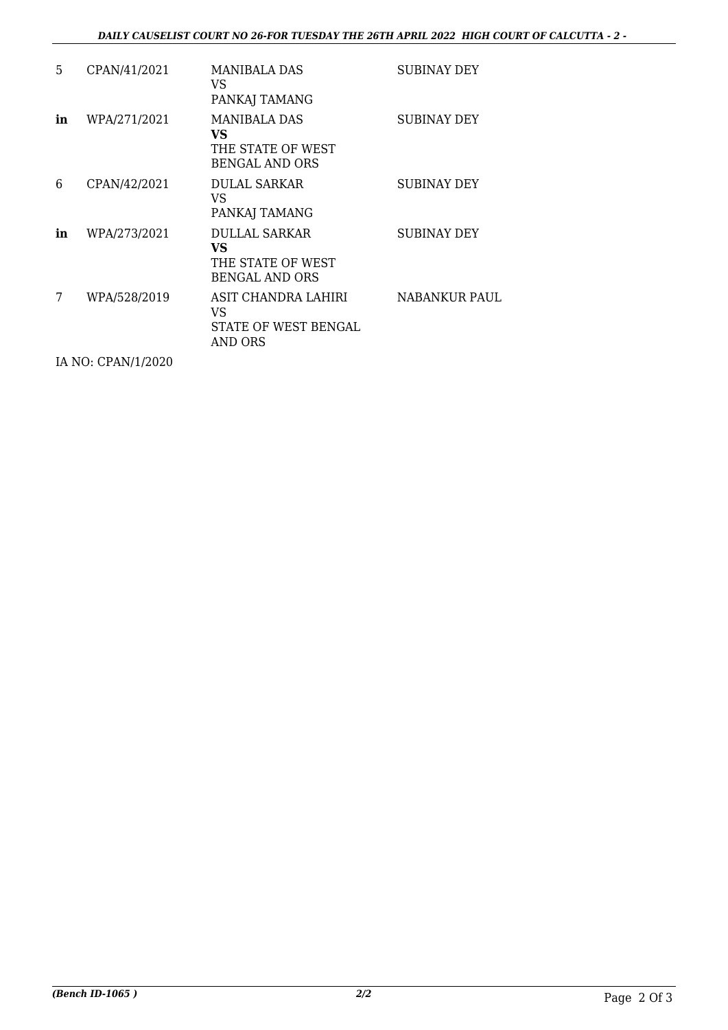| | | | |
|---|---|---|---|
| 5 | CPAN/41/2021 | MANIBALA DAS<br>VS<br>PANKAJ TAMANG | SUBINAY DEY |
| **in** | WPA/271/2021 | MANIBALA DAS<br>**VS**<br>THE STATE OF WEST BENGAL AND ORS | SUBINAY DEY |
| 6 | CPAN/42/2021 | DULAL SARKAR<br>VS<br>PANKAJ TAMANG | SUBINAY DEY |
| **in** | WPA/273/2021 | DULLAL SARKAR<br>**VS**<br>THE STATE OF WEST BENGAL AND ORS | SUBINAY DEY |
| 7 | WPA/528/2019 | ASIT CHANDRA LAHIRI<br>VS<br>STATE OF WEST BENGAL AND ORS | NABANKUR PAUL |

IA NO: CPAN/1/2020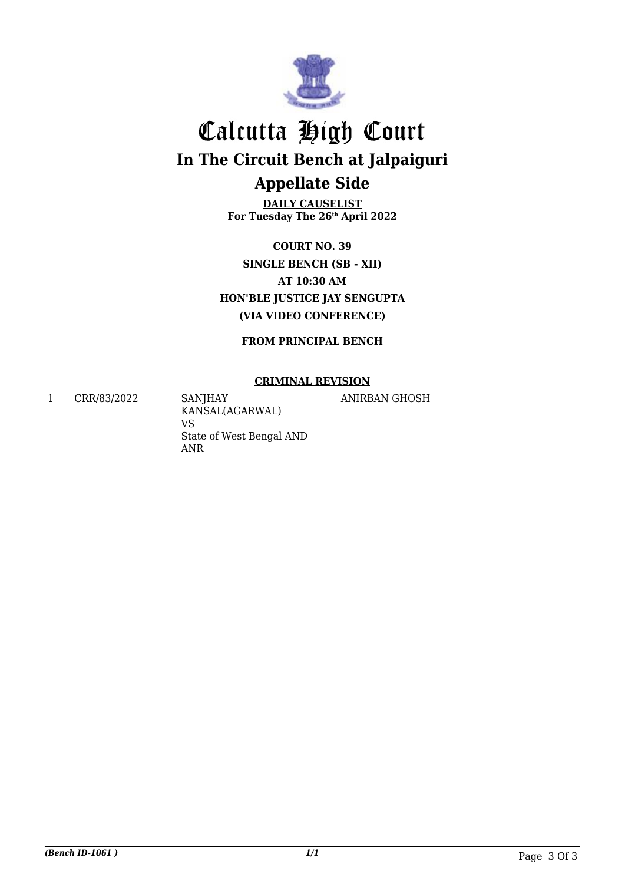# Calcutta High Court

## In The Circuit Bench at Jalpaiguri

## Appellate Side

**DAILY CAUSELIST**
**For Tuesday The 26th April 2022**

**COURT NO. 39**
**SINGLE BENCH (SB - XII)**
**AT 10:30 AM**
**HON'BLE JUSTICE JAY SENGUPTA**
**(VIA VIDEO CONFERENCE)**

**FROM PRINCIPAL BENCH**

**CRIMINAL REVISION**

| | | | |
|---|---|---|---|
| 1 | CRR/83/2022 | SANJHAY KANSAL(AGARWAL) VS State of West Bengal AND ANR | ANIRBAN GHOSH |

*(Bench ID-1061 )*